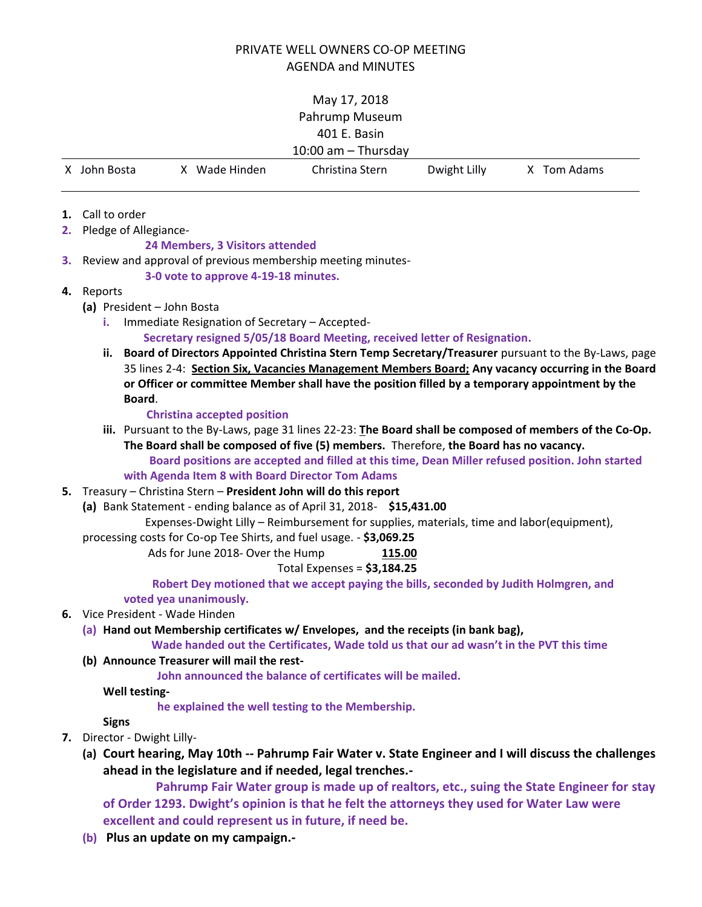# PRIVATE WELL OWNERS CO-OP MEETING
## AGENDA and MINUTES

May 17, 2018
Pahrump Museum
401 E. Basin
10:00 am – Thursday

| X John Bosta | X Wade Hinden | Christina Stern | Dwight Lilly | X Tom Adams |
|---|---|---|---|---|

1. Call to order
2. Pledge of Allegiance-

   **24 Members, 3 Visitors attended**

3. Review and approval of previous membership meeting minutes-

   **3-0 vote to approve 4-19-18 minutes.**

4. Reports
   - **(a)** President – John Bosta
     - **i.** Immediate Resignation of Secretary – Accepted-

       **Secretary resigned 5/05/18 Board Meeting, received letter of Resignation.**

     - **ii.** **Board of Directors Appointed Christina Stern Temp Secretary/Treasurer** pursuant to the By-Laws, page 35 lines 2-4: **Section Six, Vacancies Management Members Board; Any vacancy occurring in the Board or Officer or committee Member shall have the position filled by a temporary appointment by the Board**.

       **Christina accepted position**

     - **iii.** Pursuant to the By-Laws, page 31 lines 22-23: **The Board shall be composed of members of the Co-Op. The Board shall be composed of five (5) members.** Therefore, **the Board has no vacancy.**

       **Board positions are accepted and filled at this time, Dean Miller refused position. John started with Agenda Item 8 with Board Director Tom Adams**

5. Treasury – Christina Stern – **President John will do this report**
   - **(a)** Bank Statement - ending balance as of April 31, 2018- **$15,431.00**

     Expenses-Dwight Lilly – Reimbursement for supplies, materials, time and labor(equipment), processing costs for Co-op Tee Shirts, and fuel usage. - **$3,069.25**

     Ads for June 2018- Over the Hump **115.00**

     Total Expenses = **$3,184.25**

     **Robert Dey motioned that we accept paying the bills, seconded by Judith Holmgren, and voted yea unanimously.**

6. Vice President - Wade Hinden
   - **(a)** **Hand out Membership certificates w/ Envelopes, and the receipts (in bank bag),**

     **Wade handed out the Certificates, Wade told us that our ad wasn't in the PVT this time**

   - **(b)** **Announce Treasurer will mail the rest-**

     **John announced the balance of certificates will be mailed.**

     **Well testing-**

     **he explained the well testing to the Membership.**

     **Signs**

7. Director - Dwight Lilly-
   - **(a)** **Court hearing, May 10th -- Pahrump Fair Water v. State Engineer and I will discuss the challenges ahead in the legislature and if needed, legal trenches.-**

     **Pahrump Fair Water group is made up of realtors, etc., suing the State Engineer for stay of Order 1293. Dwight's opinion is that he felt the attorneys they used for Water Law were excellent and could represent us in future, if need be.**

   - **(b)** **Plus an update on my campaign.-**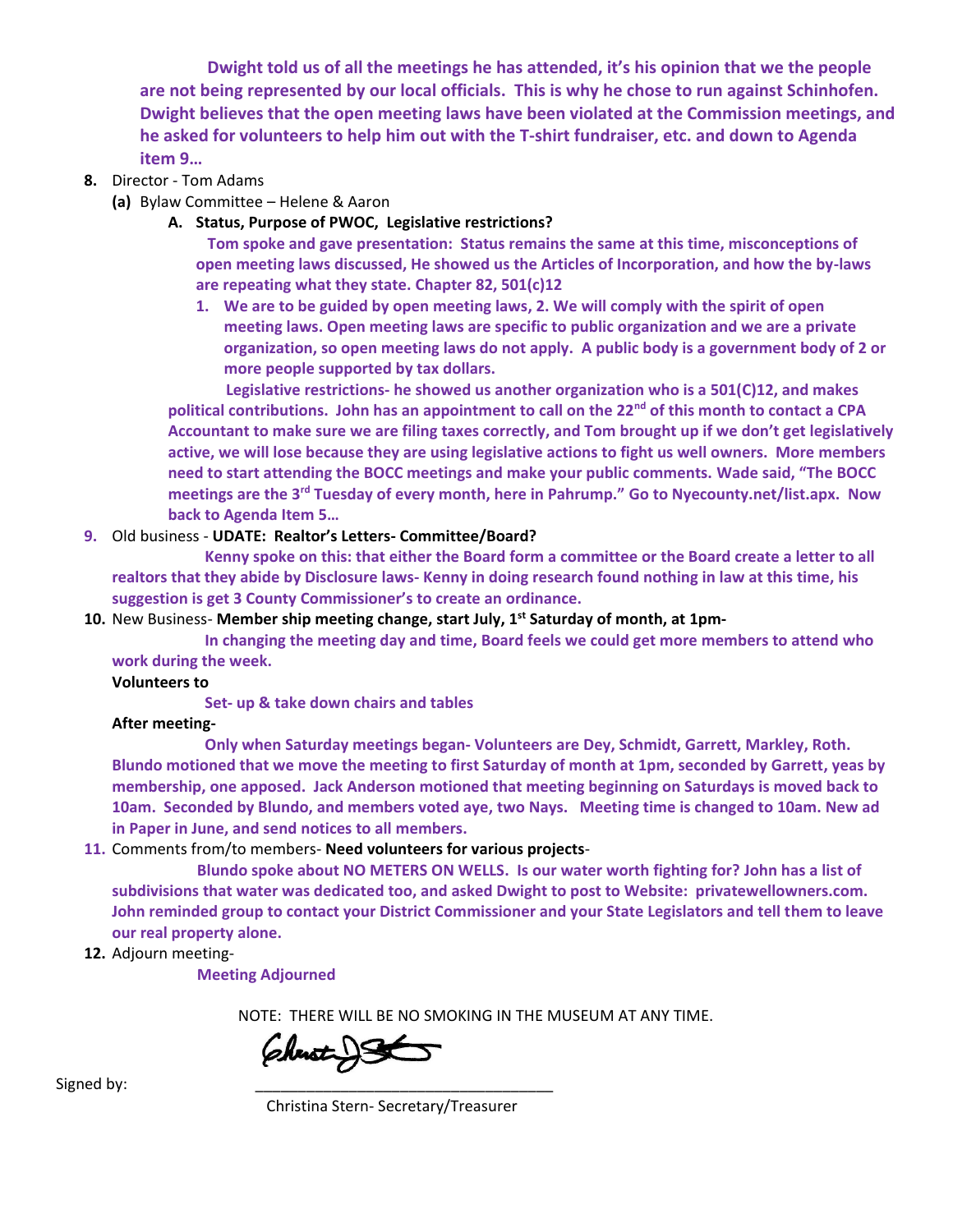**Dwight told us of all the meetings he has attended, it's his opinion that we the people are not being represented by our local officials. This is why he chose to run against Schinhofen. Dwight believes that the open meeting laws have been violated at the Commission meetings, and he asked for volunteers to help him out with the T-shirt fundraiser, etc. and down to Agenda item 9…**

**8.** Director - Tom Adams

- **(a)** Bylaw Committee – Helene & Aaron
  - **A. Status, Purpose of PWOC, Legislative restrictions?**

    **Tom spoke and gave presentation: Status remains the same at this time, misconceptions of open meeting laws discussed, He showed us the Articles of Incorporation, and how the by-laws are repeating what they state. Chapter 82, 501(c)12**

    **1. We are to be guided by open meeting laws, 2. We will comply with the spirit of open meeting laws. Open meeting laws are specific to public organization and we are a private organization, so open meeting laws do not apply. A public body is a government body of 2 or more people supported by tax dollars.**

    **Legislative restrictions- he showed us another organization who is a 501(C)12, and makes political contributions. John has an appointment to call on the 22nd of this month to contact a CPA Accountant to make sure we are filing taxes correctly, and Tom brought up if we don't get legislatively active, we will lose because they are using legislative actions to fight us well owners. More members need to start attending the BOCC meetings and make your public comments. Wade said, "The BOCC meetings are the 3rd Tuesday of every month, here in Pahrump." Go to Nyecounty.net/list.apx. Now back to Agenda Item 5…**

**9.** Old business - **UDATE: Realtor's Letters- Committee/Board?**

**Kenny spoke on this: that either the Board form a committee or the Board create a letter to all realtors that they abide by Disclosure laws- Kenny in doing research found nothing in law at this time, his suggestion is get 3 County Commissioner's to create an ordinance.**

**10.** New Business- **Member ship meeting change, start July, 1st Saturday of month, at 1pm-**

**In changing the meeting day and time, Board feels we could get more members to attend who work during the week.**

**Volunteers to**

**Set- up & take down chairs and tables**

**After meeting-**

**Only when Saturday meetings began- Volunteers are Dey, Schmidt, Garrett, Markley, Roth. Blundo motioned that we move the meeting to first Saturday of month at 1pm, seconded by Garrett, yeas by membership, one apposed. Jack Anderson motioned that meeting beginning on Saturdays is moved back to 10am. Seconded by Blundo, and members voted aye, two Nays. Meeting time is changed to 10am. New ad in Paper in June, and send notices to all members.**

**11.** Comments from/to members- **Need volunteers for various projects**-

**Blundo spoke about NO METERS ON WELLS. Is our water worth fighting for? John has a list of subdivisions that water was dedicated too, and asked Dwight to post to Website: privatewellowners.com. John reminded group to contact your District Commissioner and your State Legislators and tell them to leave our real property alone.**

**12.** Adjourn meeting-

**Meeting Adjourned**

NOTE: THERE WILL BE NO SMOKING IN THE MUSEUM AT ANY TIME.

Signed by: ___________________________________

Christina Stern- Secretary/Treasurer